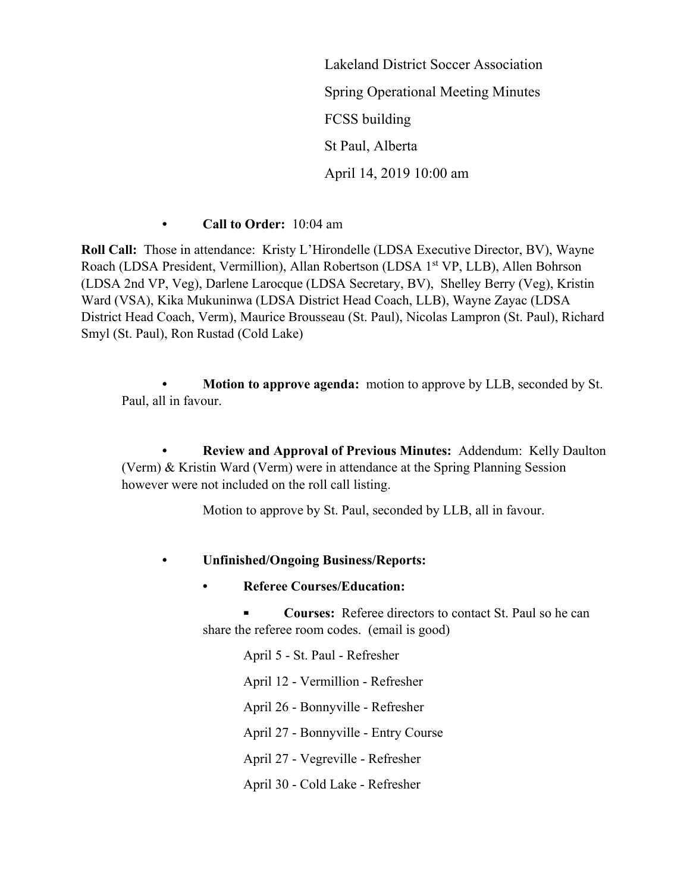Lakeland District Soccer Association

Spring Operational Meeting Minutes

FCSS building

St Paul, Alberta

April 14, 2019 10:00 am

- **Call to Order:** 10:04 am

**Roll Call:** Those in attendance: Kristy L'Hirondelle (LDSA Executive Director, BV), Wayne Roach (LDSA President, Vermillion), Allan Robertson (LDSA 1st VP, LLB), Allen Bohrson (LDSA 2nd VP, Veg), Darlene Larocque (LDSA Secretary, BV), Shelley Berry (Veg), Kristin Ward (VSA), Kika Mukuninwa (LDSA District Head Coach, LLB), Wayne Zayac (LDSA District Head Coach, Verm), Maurice Brousseau (St. Paul), Nicolas Lampron (St. Paul), Richard Smyl (St. Paul), Ron Rustad (Cold Lake)

- **Motion to approve agenda:** motion to approve by LLB, seconded by St. Paul, all in favour.

- **Review and Approval of Previous Minutes:** Addendum: Kelly Daulton (Verm) & Kristin Ward (Verm) were in attendance at the Spring Planning Session however were not included on the roll call listing.

  Motion to approve by St. Paul, seconded by LLB, all in favour.

- **Unfinished/Ongoing Business/Reports:**
  - **Referee Courses/Education:**
    - **Courses:** Referee directors to contact St. Paul so he can share the referee room codes. (email is good)

      April 5 - St. Paul - Refresher

      April 12 - Vermillion - Refresher

      April 26 - Bonnyville - Refresher

      April 27 - Bonnyville - Entry Course

      April 27 - Vegreville - Refresher

      April 30 - Cold Lake - Refresher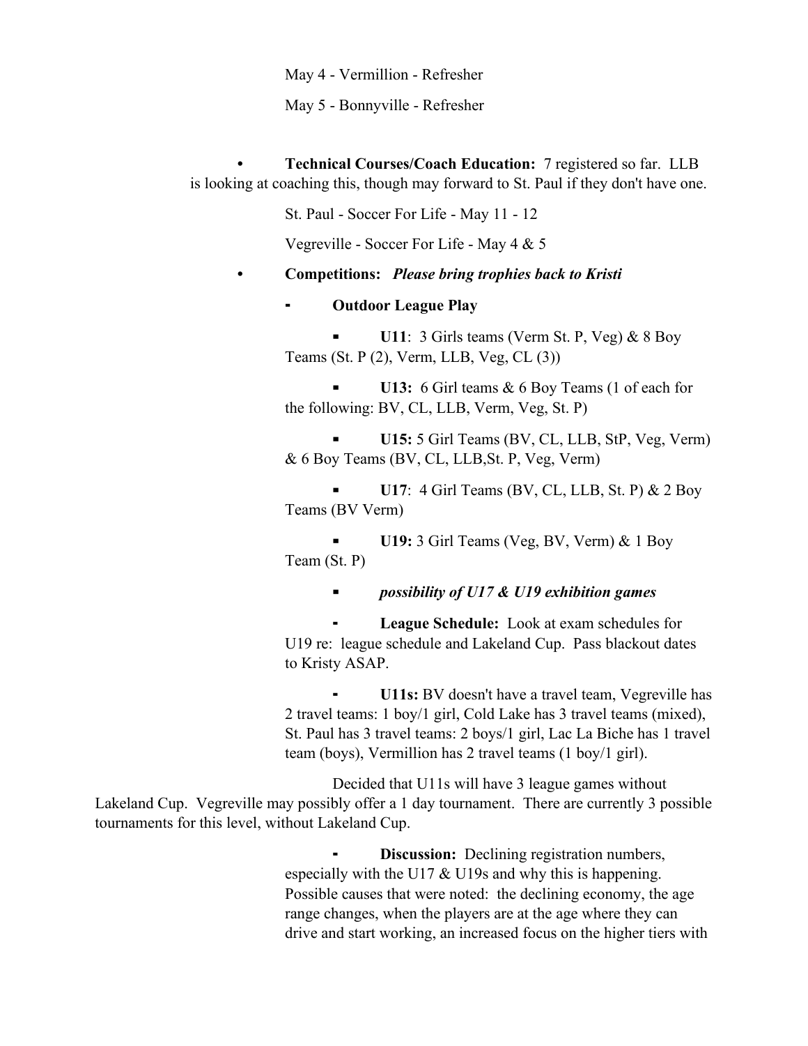May 4 - Vermillion - Refresher

May 5 - Bonnyville - Refresher

- **Technical Courses/Coach Education:** 7 registered so far. LLB is looking at coaching this, though may forward to St. Paul if they don't have one.

  St. Paul - Soccer For Life - May 11 - 12

  Vegreville - Soccer For Life - May 4 & 5

- **Competitions:** ***Please bring trophies back to Kristi***
  - **Outdoor League Play**
    - **U11**: 3 Girls teams (Verm St. P, Veg) & 8 Boy Teams (St. P (2), Verm, LLB, Veg, CL (3))
    - **U13:** 6 Girl teams & 6 Boy Teams (1 of each for the following: BV, CL, LLB, Verm, Veg, St. P)
    - **U15:** 5 Girl Teams (BV, CL, LLB, StP, Veg, Verm) & 6 Boy Teams (BV, CL, LLB,St. P, Veg, Verm)
    - **U17**: 4 Girl Teams (BV, CL, LLB, St. P) & 2 Boy Teams (BV Verm)
    - **U19:** 3 Girl Teams (Veg, BV, Verm) & 1 Boy Team (St. P)
    - ***possibility of U17 & U19 exhibition games***
    - **League Schedule:** Look at exam schedules for U19 re: league schedule and Lakeland Cup. Pass blackout dates to Kristy ASAP.
    - **U11s:** BV doesn't have a travel team, Vegreville has 2 travel teams: 1 boy/1 girl, Cold Lake has 3 travel teams (mixed), St. Paul has 3 travel teams: 2 boys/1 girl, Lac La Biche has 1 travel team (boys), Vermillion has 2 travel teams (1 boy/1 girl).

Decided that U11s will have 3 league games without Lakeland Cup. Vegreville may possibly offer a 1 day tournament. There are currently 3 possible tournaments for this level, without Lakeland Cup.

- **Discussion:** Declining registration numbers, especially with the U17 & U19s and why this is happening. Possible causes that were noted: the declining economy, the age range changes, when the players are at the age where they can drive and start working, an increased focus on the higher tiers with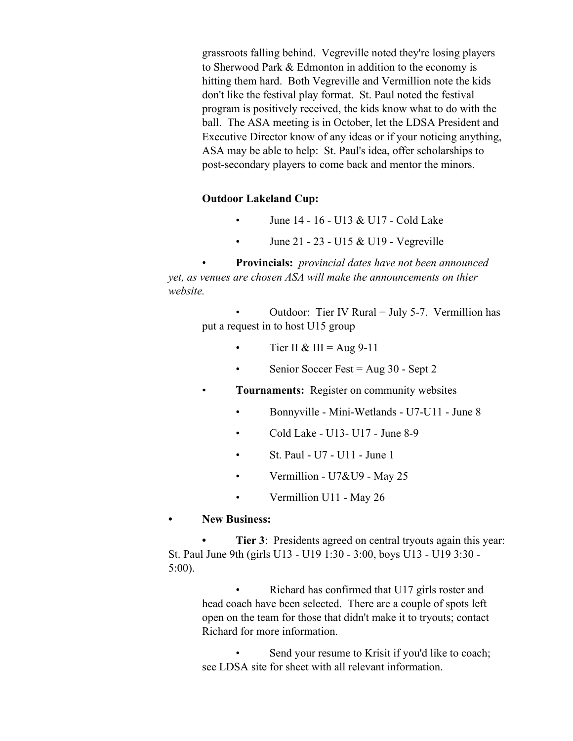grassroots falling behind. Vegreville noted they're losing players to Sherwood Park & Edmonton in addition to the economy is hitting them hard. Both Vegreville and Vermillion note the kids don't like the festival play format. St. Paul noted the festival program is positively received, the kids know what to do with the ball. The ASA meeting is in October, let the LDSA President and Executive Director know of any ideas or if your noticing anything, ASA may be able to help: St. Paul's idea, offer scholarships to post-secondary players to come back and mentor the minors.

**Outdoor Lakeland Cup:**

- June 14 - 16 - U13 & U17 - Cold Lake
- June 21 - 23 - U15 & U19 - Vegreville

- **Provincials:** *provincial dates have not been announced yet, as venues are chosen ASA will make the announcements on thier website.*
  - Outdoor: Tier IV Rural = July 5-7. Vermillion has put a request in to host U15 group
  - Tier II & III = Aug 9-11
  - Senior Soccer Fest = Aug 30 - Sept 2
- **Tournaments:** Register on community websites
  - Bonnyville - Mini-Wetlands - U7-U11 - June 8
  - Cold Lake - U13- U17 - June 8-9
  - St. Paul - U7 - U11 - June 1
  - Vermillion - U7&U9 - May 25
  - Vermillion U11 - May 26

- **New Business:**
  - **Tier 3**: Presidents agreed on central tryouts again this year: St. Paul June 9th (girls U13 - U19 1:30 - 3:00, boys U13 - U19 3:30 - 5:00).
    - Richard has confirmed that U17 girls roster and head coach have been selected. There are a couple of spots left open on the team for those that didn't make it to tryouts; contact Richard for more information.
    - Send your resume to Krisit if you'd like to coach; see LDSA site for sheet with all relevant information.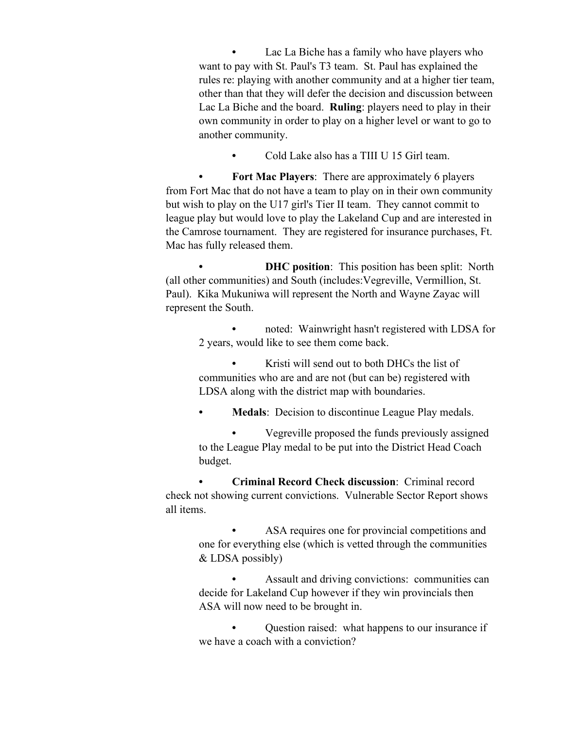- Lac La Biche has a family who have players who want to pay with St. Paul's T3 team. St. Paul has explained the rules re: playing with another community and at a higher tier team, other than that they will defer the decision and discussion between Lac La Biche and the board. **Ruling**: players need to play in their own community in order to play on a higher level or want to go to another community.
- Cold Lake also has a TIII U 15 Girl team.

- **Fort Mac Players**: There are approximately 6 players from Fort Mac that do not have a team to play on in their own community but wish to play on the U17 girl's Tier II team. They cannot commit to league play but would love to play the Lakeland Cup and are interested in the Camrose tournament. They are registered for insurance purchases, Ft. Mac has fully released them.

- **DHC position**: This position has been split: North (all other communities) and South (includes:Vegreville, Vermillion, St. Paul). Kika Mukuniwa will represent the North and Wayne Zayac will represent the South.
  - noted: Wainwright hasn't registered with LDSA for 2 years, would like to see them come back.
  - Kristi will send out to both DHCs the list of communities who are and are not (but can be) registered with LDSA along with the district map with boundaries.

- **Medals**: Decision to discontinue League Play medals.
  - Vegreville proposed the funds previously assigned to the League Play medal to be put into the District Head Coach budget.

- **Criminal Record Check discussion**: Criminal record check not showing current convictions. Vulnerable Sector Report shows all items.
  - ASA requires one for provincial competitions and one for everything else (which is vetted through the communities & LDSA possibly)
  - Assault and driving convictions: communities can decide for Lakeland Cup however if they win provincials then ASA will now need to be brought in.
  - Question raised: what happens to our insurance if we have a coach with a conviction?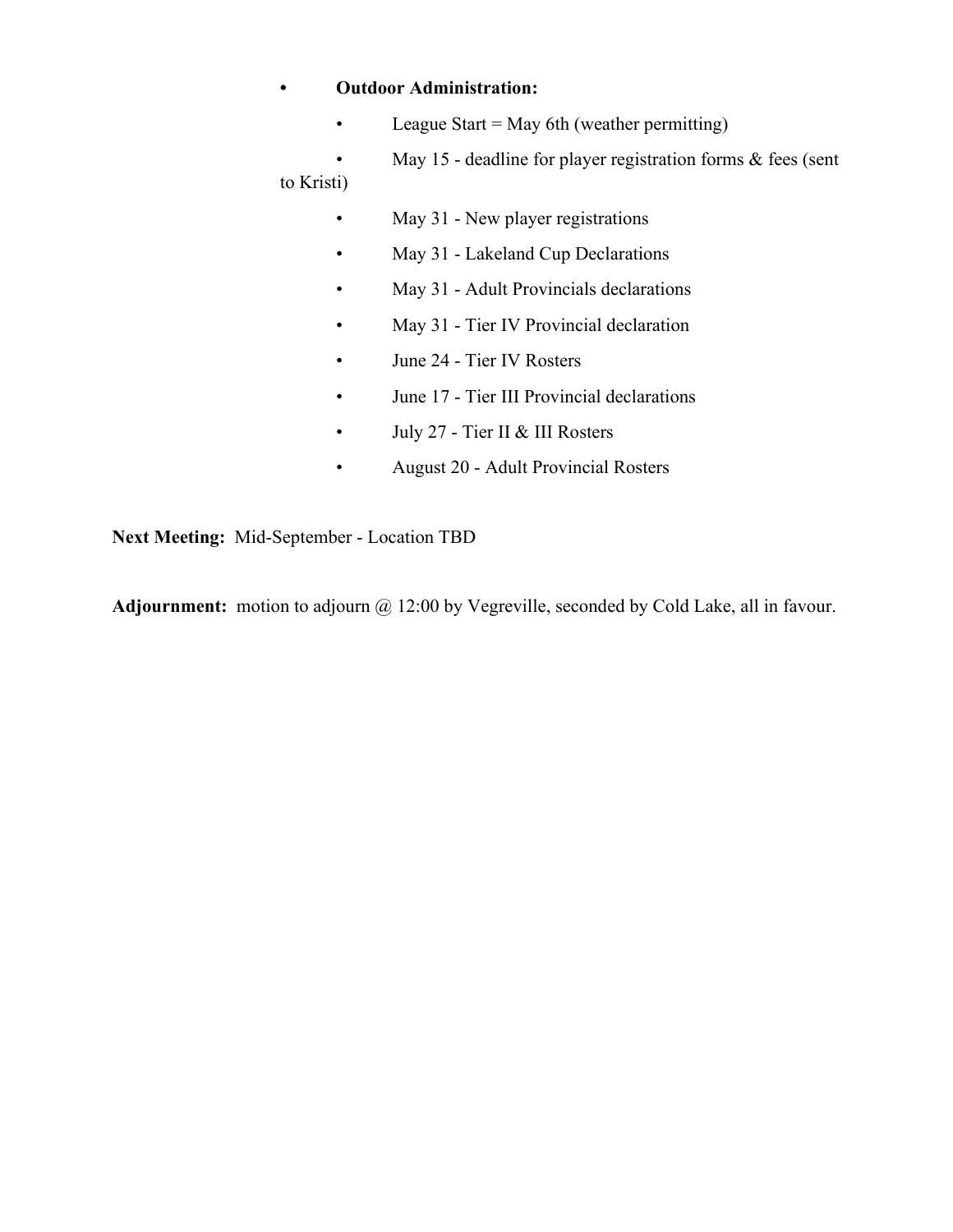- **Outdoor Administration:**
    - League Start = May 6th (weather permitting)
    - May 15 - deadline for player registration forms & fees (sent to Kristi)
    - May 31 - New player registrations
    - May 31 - Lakeland Cup Declarations
    - May 31 - Adult Provincials declarations
    - May 31 - Tier IV Provincial declaration
    - June 24 - Tier IV Rosters
    - June 17 - Tier III Provincial declarations
    - July 27 - Tier II & III Rosters
    - August 20 - Adult Provincial Rosters

**Next Meeting:** Mid-September - Location TBD

**Adjournment:** motion to adjourn @ 12:00 by Vegreville, seconded by Cold Lake, all in favour.